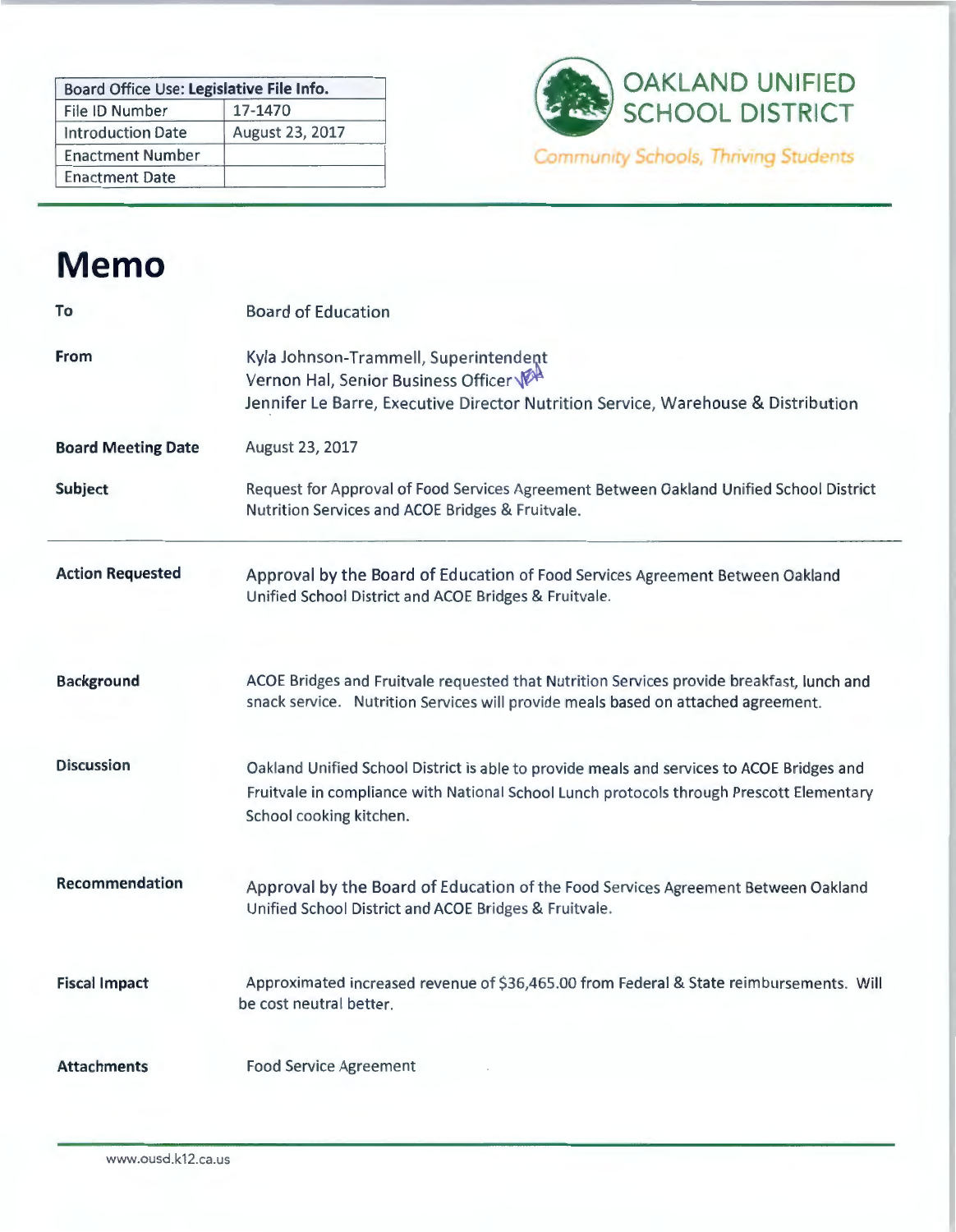| Board Office Use: **Legislative File Info.** | |
|---|---|
| File ID Number | 17-1470 |
| Introduction Date | August 23, 2017 |
| Enactment Number | |
| Enactment Date | |

**OAKLAND UNIFIED SCHOOL DISTRICT**

*Community Schools, Thriving Students*

# Memo

| | |
|---|---|
| **To** | Board of Education |
| **From** | Kyla Johnson-Trammell, Superintendent<br>Vernon Hal, Senior Business Officer<br>Jennifer Le Barre, Executive Director Nutrition Service, Warehouse & Distribution |
| **Board Meeting Date** | August 23, 2017 |
| **Subject** | Request for Approval of Food Services Agreement Between Oakland Unified School District Nutrition Services and ACOE Bridges & Fruitvale. |

**Action Requested**

Approval by the Board of Education of Food Services Agreement Between Oakland Unified School District and ACOE Bridges & Fruitvale.

**Background**

ACOE Bridges and Fruitvale requested that Nutrition Services provide breakfast, lunch and snack service. Nutrition Services will provide meals based on attached agreement.

**Discussion**

Oakland Unified School District is able to provide meals and services to ACOE Bridges and Fruitvale in compliance with National School Lunch protocols through Prescott Elementary School cooking kitchen.

**Recommendation**

Approval by the Board of Education of the Food Services Agreement Between Oakland Unified School District and ACOE Bridges & Fruitvale.

**Fiscal Impact**

Approximated increased revenue of $36,465.00 from Federal & State reimbursements. Will be cost neutral better.

**Attachments**

Food Service Agreement

www.ousd.k12.ca.us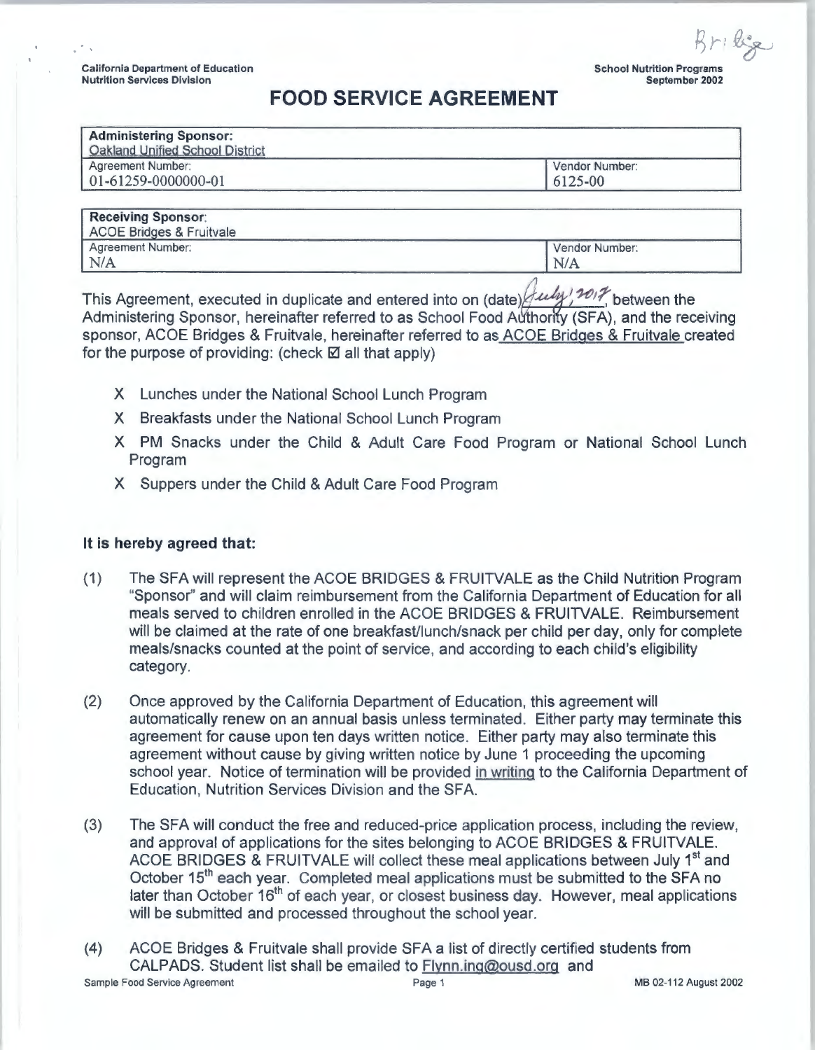Bridge

California Department of Education
Nutrition Services Division

School Nutrition Programs
September 2002

# FOOD SERVICE AGREEMENT

| **Administering Sponsor:** Oakland Unified School District | |
|---|---|
| Agreement Number: 01-61259-0000000-01 | Vendor Number: 6125-00 |

| **Receiving Sponsor:** ACOE Bridges & Fruitvale | |
|---|---|
| Agreement Number: N/A | Vendor Number: N/A |

This Agreement, executed in duplicate and entered into on (date) July, 2017, between the Administering Sponsor, hereinafter referred to as School Food Authority (SFA), and the receiving sponsor, ACOE Bridges & Fruitvale, hereinafter referred to as ACOE Bridges & Fruitvale created for the purpose of providing: (check ☑ all that apply)

- X Lunches under the National School Lunch Program
- X Breakfasts under the National School Lunch Program
- X PM Snacks under the Child & Adult Care Food Program or National School Lunch Program
- X Suppers under the Child & Adult Care Food Program

**It is hereby agreed that:**

(1) The SFA will represent the ACOE BRIDGES & FRUITVALE as the Child Nutrition Program "Sponsor" and will claim reimbursement from the California Department of Education for all meals served to children enrolled in the ACOE BRIDGES & FRUITVALE. Reimbursement will be claimed at the rate of one breakfast/lunch/snack per child per day, only for complete meals/snacks counted at the point of service, and according to each child's eligibility category.

(2) Once approved by the California Department of Education, this agreement will automatically renew on an annual basis unless terminated. Either party may terminate this agreement for cause upon ten days written notice. Either party may also terminate this agreement without cause by giving written notice by June 1 proceeding the upcoming school year. Notice of termination will be provided in writing to the California Department of Education, Nutrition Services Division and the SFA.

(3) The SFA will conduct the free and reduced-price application process, including the review, and approval of applications for the sites belonging to ACOE BRIDGES & FRUITVALE. ACOE BRIDGES & FRUITVALE will collect these meal applications between July 1st and October 15th each year. Completed meal applications must be submitted to the SFA no later than October 16th of each year, or closest business day. However, meal applications will be submitted and processed throughout the school year.

(4) ACOE Bridges & Fruitvale shall provide SFA a list of directly certified students from CALPADS. Student list shall be emailed to Flynn.ing@ousd.org and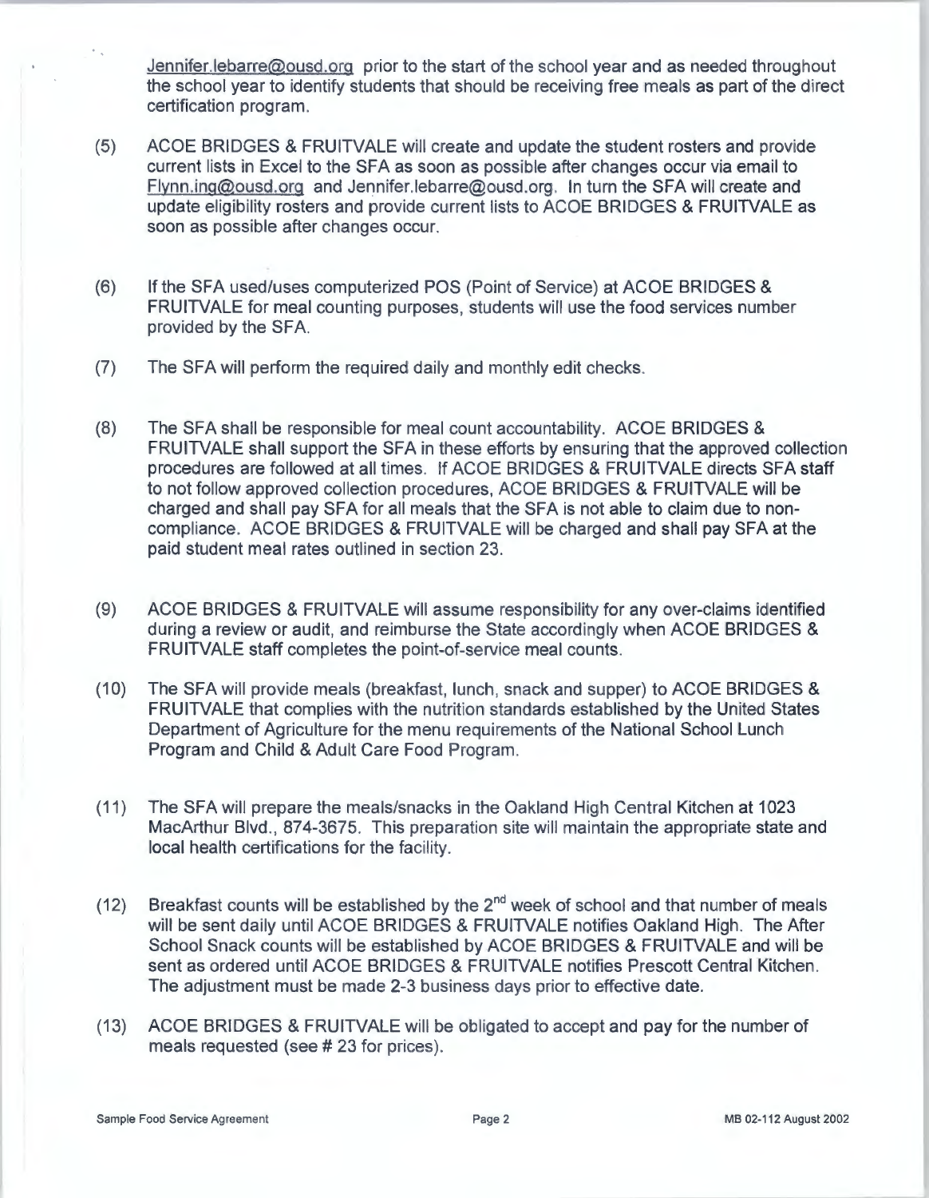Jennifer.lebarre@ousd.org prior to the start of the school year and as needed throughout the school year to identify students that should be receiving free meals as part of the direct certification program.

(5) ACOE BRIDGES & FRUITVALE will create and update the student rosters and provide current lists in Excel to the SFA as soon as possible after changes occur via email to Flynn.ing@ousd.org and Jennifer.lebarre@ousd.org. In turn the SFA will create and update eligibility rosters and provide current lists to ACOE BRIDGES & FRUITVALE as soon as possible after changes occur.

(6) If the SFA used/uses computerized POS (Point of Service) at ACOE BRIDGES & FRUITVALE for meal counting purposes, students will use the food services number provided by the SFA.

(7) The SFA will perform the required daily and monthly edit checks.

(8) The SFA shall be responsible for meal count accountability. ACOE BRIDGES & FRUITVALE shall support the SFA in these efforts by ensuring that the approved collection procedures are followed at all times. If ACOE BRIDGES & FRUITVALE directs SFA staff to not follow approved collection procedures, ACOE BRIDGES & FRUITVALE will be charged and shall pay SFA for all meals that the SFA is not able to claim due to non-compliance. ACOE BRIDGES & FRUITVALE will be charged and shall pay SFA at the paid student meal rates outlined in section 23.

(9) ACOE BRIDGES & FRUITVALE will assume responsibility for any over-claims identified during a review or audit, and reimburse the State accordingly when ACOE BRIDGES & FRUITVALE staff completes the point-of-service meal counts.

(10) The SFA will provide meals (breakfast, lunch, snack and supper) to ACOE BRIDGES & FRUITVALE that complies with the nutrition standards established by the United States Department of Agriculture for the menu requirements of the National School Lunch Program and Child & Adult Care Food Program.

(11) The SFA will prepare the meals/snacks in the Oakland High Central Kitchen at 1023 MacArthur Blvd., 874-3675. This preparation site will maintain the appropriate state and local health certifications for the facility.

(12) Breakfast counts will be established by the 2nd week of school and that number of meals will be sent daily until ACOE BRIDGES & FRUITVALE notifies Oakland High. The After School Snack counts will be established by ACOE BRIDGES & FRUITVALE and will be sent as ordered until ACOE BRIDGES & FRUITVALE notifies Prescott Central Kitchen. The adjustment must be made 2-3 business days prior to effective date.

(13) ACOE BRIDGES & FRUITVALE will be obligated to accept and pay for the number of meals requested (see # 23 for prices).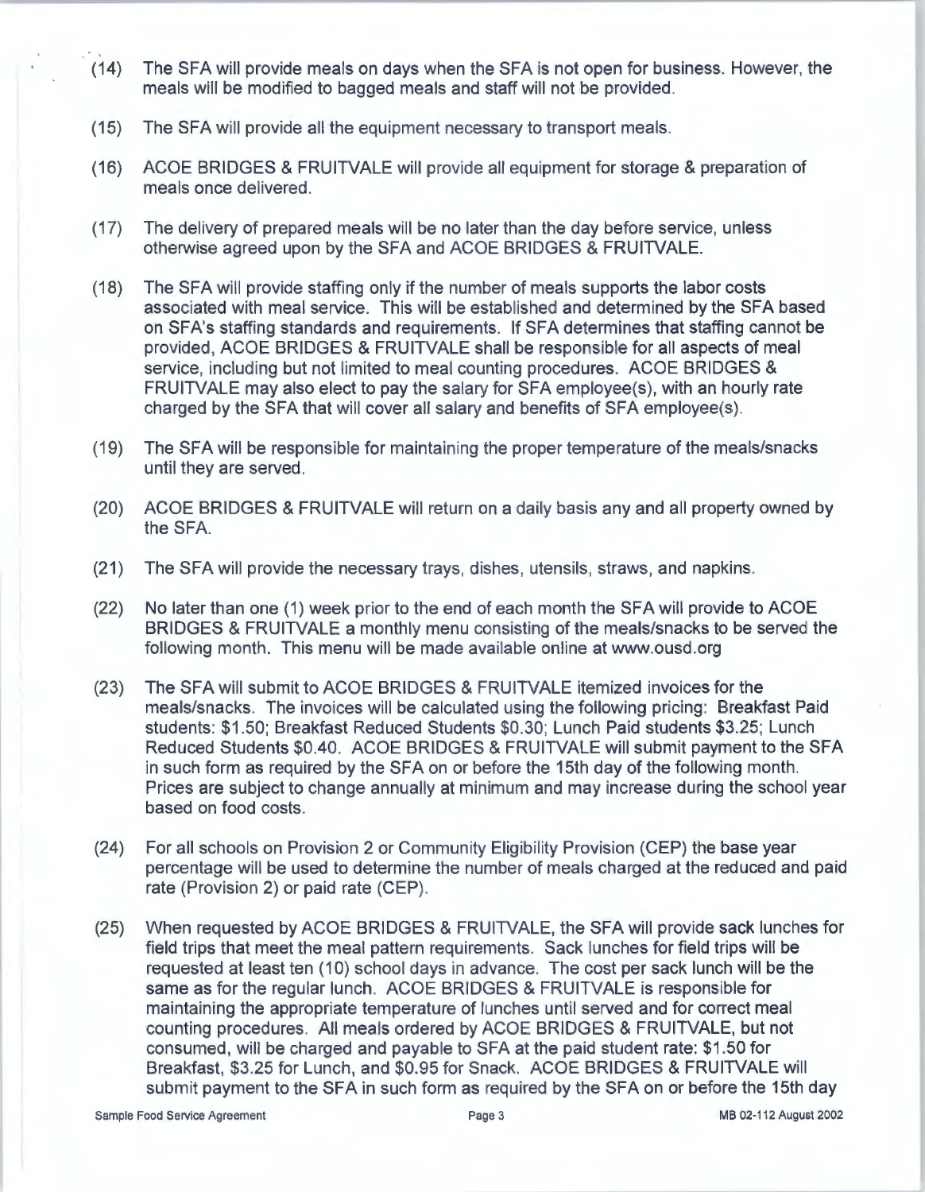(14) The SFA will provide meals on days when the SFA is not open for business. However, the meals will be modified to bagged meals and staff will not be provided.

(15) The SFA will provide all the equipment necessary to transport meals.

(16) ACOE BRIDGES & FRUITVALE will provide all equipment for storage & preparation of meals once delivered.

(17) The delivery of prepared meals will be no later than the day before service, unless otherwise agreed upon by the SFA and ACOE BRIDGES & FRUITVALE.

(18) The SFA will provide staffing only if the number of meals supports the labor costs associated with meal service. This will be established and determined by the SFA based on SFA's staffing standards and requirements. If SFA determines that staffing cannot be provided, ACOE BRIDGES & FRUITVALE shall be responsible for all aspects of meal service, including but not limited to meal counting procedures. ACOE BRIDGES & FRUITVALE may also elect to pay the salary for SFA employee(s), with an hourly rate charged by the SFA that will cover all salary and benefits of SFA employee(s).

(19) The SFA will be responsible for maintaining the proper temperature of the meals/snacks until they are served.

(20) ACOE BRIDGES & FRUITVALE will return on a daily basis any and all property owned by the SFA.

(21) The SFA will provide the necessary trays, dishes, utensils, straws, and napkins.

(22) No later than one (1) week prior to the end of each month the SFA will provide to ACOE BRIDGES & FRUITVALE a monthly menu consisting of the meals/snacks to be served the following month. This menu will be made available online at www.ousd.org

(23) The SFA will submit to ACOE BRIDGES & FRUITVALE itemized invoices for the meals/snacks. The invoices will be calculated using the following pricing: Breakfast Paid students: $1.50; Breakfast Reduced Students $0.30; Lunch Paid students $3.25; Lunch Reduced Students $0.40. ACOE BRIDGES & FRUITVALE will submit payment to the SFA in such form as required by the SFA on or before the 15th day of the following month. Prices are subject to change annually at minimum and may increase during the school year based on food costs.

(24) For all schools on Provision 2 or Community Eligibility Provision (CEP) the base year percentage will be used to determine the number of meals charged at the reduced and paid rate (Provision 2) or paid rate (CEP).

(25) When requested by ACOE BRIDGES & FRUITVALE, the SFA will provide sack lunches for field trips that meet the meal pattern requirements. Sack lunches for field trips will be requested at least ten (10) school days in advance. The cost per sack lunch will be the same as for the regular lunch. ACOE BRIDGES & FRUITVALE is responsible for maintaining the appropriate temperature of lunches until served and for correct meal counting procedures. All meals ordered by ACOE BRIDGES & FRUITVALE, but not consumed, will be charged and payable to SFA at the paid student rate: $1.50 for Breakfast, $3.25 for Lunch, and $0.95 for Snack. ACOE BRIDGES & FRUITVALE will submit payment to the SFA in such form as required by the SFA on or before the 15th day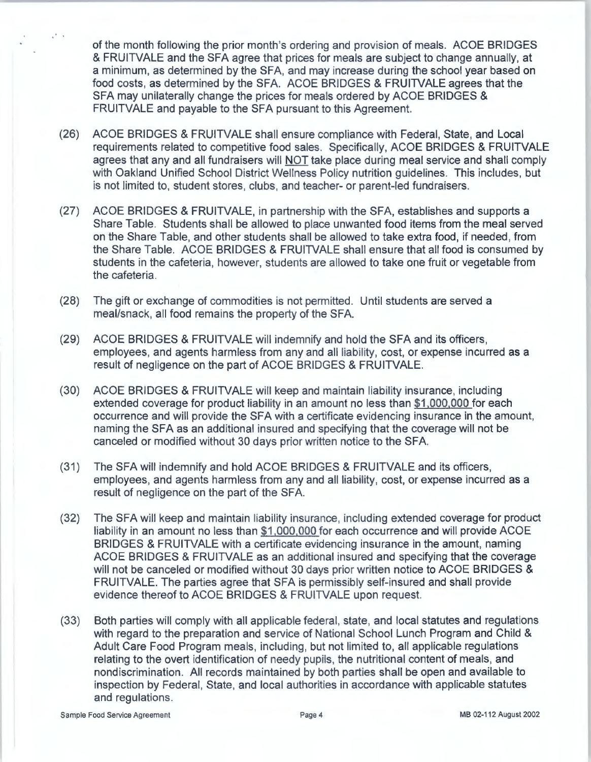of the month following the prior month's ordering and provision of meals. ACOE BRIDGES & FRUITVALE and the SFA agree that prices for meals are subject to change annually, at a minimum, as determined by the SFA, and may increase during the school year based on food costs, as determined by the SFA. ACOE BRIDGES & FRUITVALE agrees that the SFA may unilaterally change the prices for meals ordered by ACOE BRIDGES & FRUITVALE and payable to the SFA pursuant to this Agreement.

(26) ACOE BRIDGES & FRUITVALE shall ensure compliance with Federal, State, and Local requirements related to competitive food sales. Specifically, ACOE BRIDGES & FRUITVALE agrees that any and all fundraisers will <u>NOT</u> take place during meal service and shall comply with Oakland Unified School District Wellness Policy nutrition guidelines. This includes, but is not limited to, student stores, clubs, and teacher- or parent-led fundraisers.

(27) ACOE BRIDGES & FRUITVALE, in partnership with the SFA, establishes and supports a Share Table. Students shall be allowed to place unwanted food items from the meal served on the Share Table, and other students shall be allowed to take extra food, if needed, from the Share Table. ACOE BRIDGES & FRUITVALE shall ensure that all food is consumed by students in the cafeteria, however, students are allowed to take one fruit or vegetable from the cafeteria.

(28) The gift or exchange of commodities is not permitted. Until students are served a meal/snack, all food remains the property of the SFA.

(29) ACOE BRIDGES & FRUITVALE will indemnify and hold the SFA and its officers, employees, and agents harmless from any and all liability, cost, or expense incurred as a result of negligence on the part of ACOE BRIDGES & FRUITVALE.

(30) ACOE BRIDGES & FRUITVALE will keep and maintain liability insurance, including extended coverage for product liability in an amount no less than <u>$1,000,000</u> for each occurrence and will provide the SFA with a certificate evidencing insurance in the amount, naming the SFA as an additional insured and specifying that the coverage will not be canceled or modified without 30 days prior written notice to the SFA.

(31) The SFA will indemnify and hold ACOE BRIDGES & FRUITVALE and its officers, employees, and agents harmless from any and all liability, cost, or expense incurred as a result of negligence on the part of the SFA.

(32) The SFA will keep and maintain liability insurance, including extended coverage for product liability in an amount no less than <u>$1,000,000</u> for each occurrence and will provide ACOE BRIDGES & FRUITVALE with a certificate evidencing insurance in the amount, naming ACOE BRIDGES & FRUITVALE as an additional insured and specifying that the coverage will not be canceled or modified without 30 days prior written notice to ACOE BRIDGES & FRUITVALE. The parties agree that SFA is permissibly self-insured and shall provide evidence thereof to ACOE BRIDGES & FRUITVALE upon request.

(33) Both parties will comply with all applicable federal, state, and local statutes and regulations with regard to the preparation and service of National School Lunch Program and Child & Adult Care Food Program meals, including, but not limited to, all applicable regulations relating to the overt identification of needy pupils, the nutritional content of meals, and nondiscrimination. All records maintained by both parties shall be open and available to inspection by Federal, State, and local authorities in accordance with applicable statutes and regulations.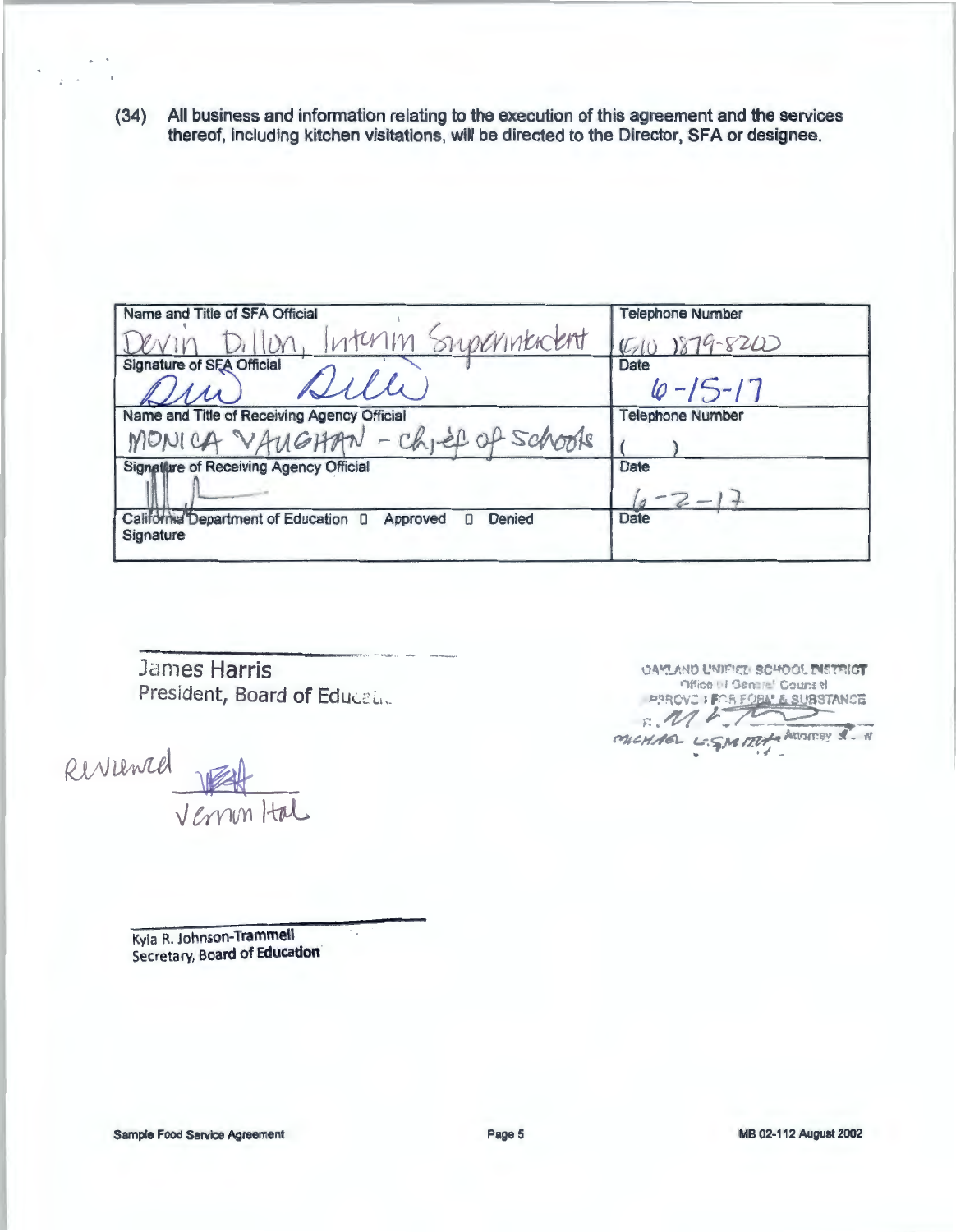(34) All business and information relating to the execution of this agreement and the services thereof, including kitchen visitations, will be directed to the Director, SFA or designee.

| Name and Title of SFA Official | Telephone Number |
| --- | --- |
| Devin Dillon, Interim Superintendent | (510) 879-8200 |
| Signature of SFA Official | Date |
| Devin Dillon | 6-15-17 |
| Name and Title of Receiving Agency Official | Telephone Number |
| MONICA VAUGHAN - Chief of Schools | ( ) |
| Signature of Receiving Agency Official | Date |
| | 6-2-17 |
| California Department of Education ☐ Approved ☐ Denied Signature | Date |

James Harris
President, Board of Education

OAKLAND UNIFIED SCHOOL DISTRICT
Office of General Counsel
APPROVED FOR FORM & SUBSTANCE
MICHAEL L. SMITH Attorney

Reviewed
Vernon Hal

Kyla R. Johnson-Trammell
Secretary, Board of Education

Sample Food Service Agreement

MB 02-112 August 2002